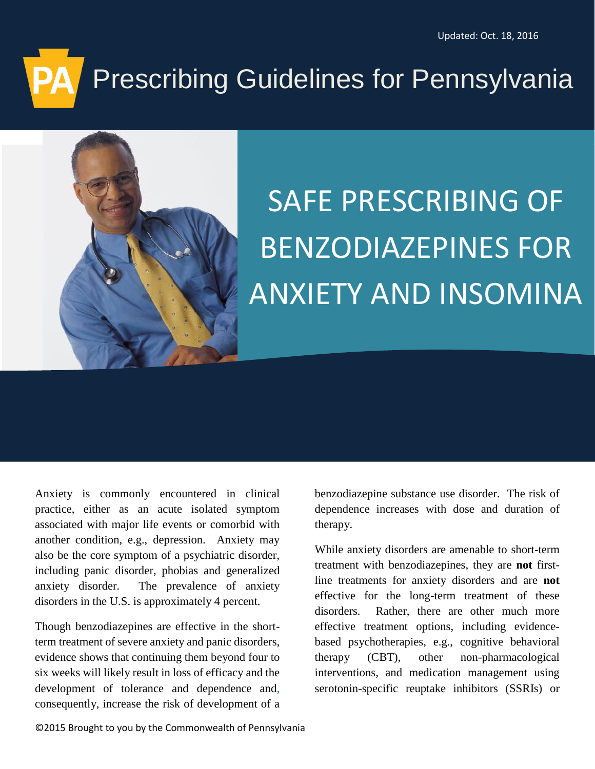Updated: Oct. 18, 2016

# Prescribing Guidelines for Pennsylvania

# SAFE PRESCRIBING OF BENZODIAZEPINES FOR ANXIETY AND INSOMINA

Anxiety is commonly encountered in clinical practice, either as an acute isolated symptom associated with major life events or comorbid with another condition, e.g., depression. Anxiety may also be the core symptom of a psychiatric disorder, including panic disorder, phobias and generalized anxiety disorder. The prevalence of anxiety disorders in the U.S. is approximately 4 percent.

Though benzodiazepines are effective in the short-term treatment of severe anxiety and panic disorders, evidence shows that continuing them beyond four to six weeks will likely result in loss of efficacy and the development of tolerance and dependence and, consequently, increase the risk of development of a benzodiazepine substance use disorder. The risk of dependence increases with dose and duration of therapy.

While anxiety disorders are amenable to short-term treatment with benzodiazepines, they are **not** first-line treatments for anxiety disorders and are **not** effective for the long-term treatment of these disorders. Rather, there are other much more effective treatment options, including evidence-based psychotherapies, e.g., cognitive behavioral therapy (CBT), other non-pharmacological interventions, and medication management using serotonin-specific reuptake inhibitors (SSRIs) or

©2015 Brought to you by the Commonwealth of Pennsylvania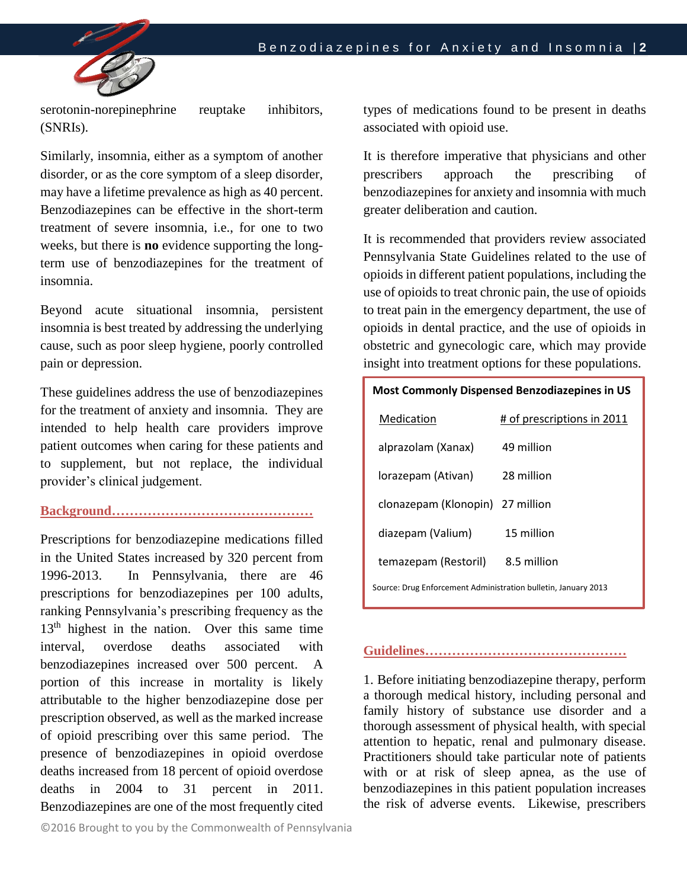serotonin-norepinephrine reuptake inhibitors, (SNRIs).

Similarly, insomnia, either as a symptom of another disorder, or as the core symptom of a sleep disorder, may have a lifetime prevalence as high as 40 percent. Benzodiazepines can be effective in the short-term treatment of severe insomnia, i.e., for one to two weeks, but there is **no** evidence supporting the long-term use of benzodiazepines for the treatment of insomnia.

Beyond acute situational insomnia, persistent insomnia is best treated by addressing the underlying cause, such as poor sleep hygiene, poorly controlled pain or depression.

These guidelines address the use of benzodiazepines for the treatment of anxiety and insomnia. They are intended to help health care providers improve patient outcomes when caring for these patients and to supplement, but not replace, the individual provider's clinical judgement.

## Background

Prescriptions for benzodiazepine medications filled in the United States increased by 320 percent from 1996-2013. In Pennsylvania, there are 46 prescriptions for benzodiazepines per 100 adults, ranking Pennsylvania's prescribing frequency as the 13th highest in the nation. Over this same time interval, overdose deaths associated with benzodiazepines increased over 500 percent. A portion of this increase in mortality is likely attributable to the higher benzodiazepine dose per prescription observed, as well as the marked increase of opioid prescribing over this same period. The presence of benzodiazepines in opioid overdose deaths increased from 18 percent of opioid overdose deaths in 2004 to 31 percent in 2011. Benzodiazepines are one of the most frequently cited types of medications found to be present in deaths associated with opioid use.

It is therefore imperative that physicians and other prescribers approach the prescribing of benzodiazepines for anxiety and insomnia with much greater deliberation and caution.

It is recommended that providers review associated Pennsylvania State Guidelines related to the use of opioids in different patient populations, including the use of opioids to treat chronic pain, the use of opioids to treat pain in the emergency department, the use of opioids in dental practice, and the use of opioids in obstetric and gynecologic care, which may provide insight into treatment options for these populations.

**Most Commonly Dispensed Benzodiazepines in US**

| Medication | # of prescriptions in 2011 |
|---|---|
| alprazolam (Xanax) | 49 million |
| lorazepam (Ativan) | 28 million |
| clonazepam (Klonopin) | 27 million |
| diazepam (Valium) | 15 million |
| temazepam (Restoril) | 8.5 million |

Source: Drug Enforcement Administration bulletin, January 2013

## Guidelines

1. Before initiating benzodiazepine therapy, perform a thorough medical history, including personal and family history of substance use disorder and a thorough assessment of physical health, with special attention to hepatic, renal and pulmonary disease. Practitioners should take particular note of patients with or at risk of sleep apnea, as the use of benzodiazepines in this patient population increases the risk of adverse events. Likewise, prescribers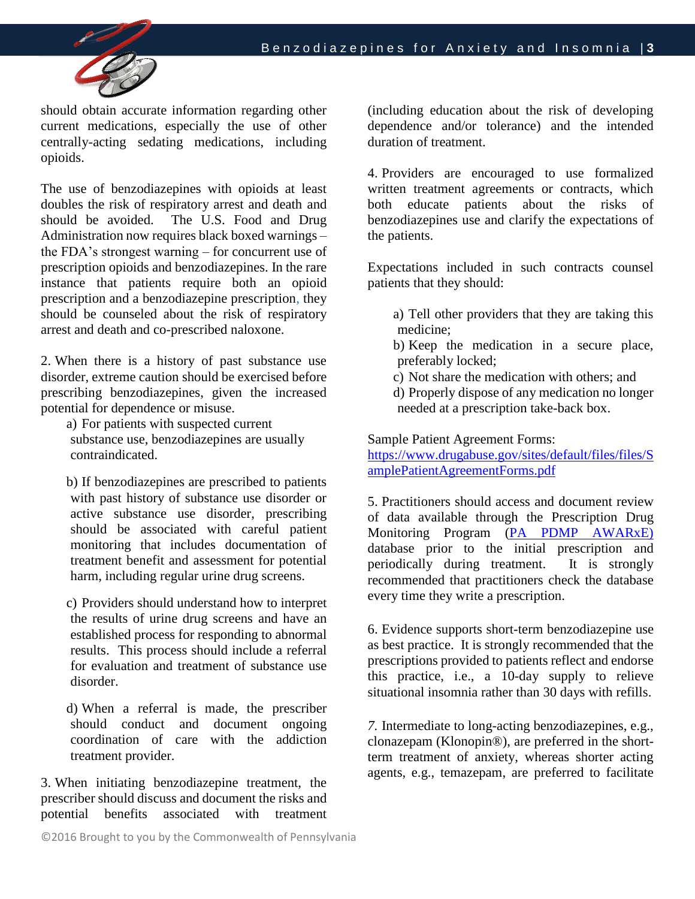should obtain accurate information regarding other current medications, especially the use of other centrally-acting sedating medications, including opioids.

The use of benzodiazepines with opioids at least doubles the risk of respiratory arrest and death and should be avoided. The U.S. Food and Drug Administration now requires black boxed warnings – the FDA's strongest warning – for concurrent use of prescription opioids and benzodiazepines. In the rare instance that patients require both an opioid prescription and a benzodiazepine prescription, they should be counseled about the risk of respiratory arrest and death and co-prescribed naloxone.

2. When there is a history of past substance use disorder, extreme caution should be exercised before prescribing benzodiazepines, given the increased potential for dependence or misuse.

   a) For patients with suspected current substance use, benzodiazepines are usually contraindicated.

   b) If benzodiazepines are prescribed to patients with past history of substance use disorder or active substance use disorder, prescribing should be associated with careful patient monitoring that includes documentation of treatment benefit and assessment for potential harm, including regular urine drug screens.

   c) Providers should understand how to interpret the results of urine drug screens and have an established process for responding to abnormal results. This process should include a referral for evaluation and treatment of substance use disorder.

   d) When a referral is made, the prescriber should conduct and document ongoing coordination of care with the addiction treatment provider.

3. When initiating benzodiazepine treatment, the prescriber should discuss and document the risks and potential benefits associated with treatment (including education about the risk of developing dependence and/or tolerance) and the intended duration of treatment.

4. Providers are encouraged to use formalized written treatment agreements or contracts, which both educate patients about the risks of benzodiazepines use and clarify the expectations of the patients.

Expectations included in such contracts counsel patients that they should:

   a) Tell other providers that they are taking this medicine;
   b) Keep the medication in a secure place, preferably locked;
   c) Not share the medication with others; and
   d) Properly dispose of any medication no longer needed at a prescription take-back box.

Sample Patient Agreement Forms: https://www.drugabuse.gov/sites/default/files/files/SamplePatientAgreementForms.pdf

5. Practitioners should access and document review of data available through the Prescription Drug Monitoring Program (PA PDMP AWARxE) database prior to the initial prescription and periodically during treatment. It is strongly recommended that practitioners check the database every time they write a prescription.

6. Evidence supports short-term benzodiazepine use as best practice. It is strongly recommended that the prescriptions provided to patients reflect and endorse this practice, i.e., a 10-day supply to relieve situational insomnia rather than 30 days with refills.

*7.* Intermediate to long-acting benzodiazepines, e.g., clonazepam (Klonopin®), are preferred in the short-term treatment of anxiety, whereas shorter acting agents, e.g., temazepam, are preferred to facilitate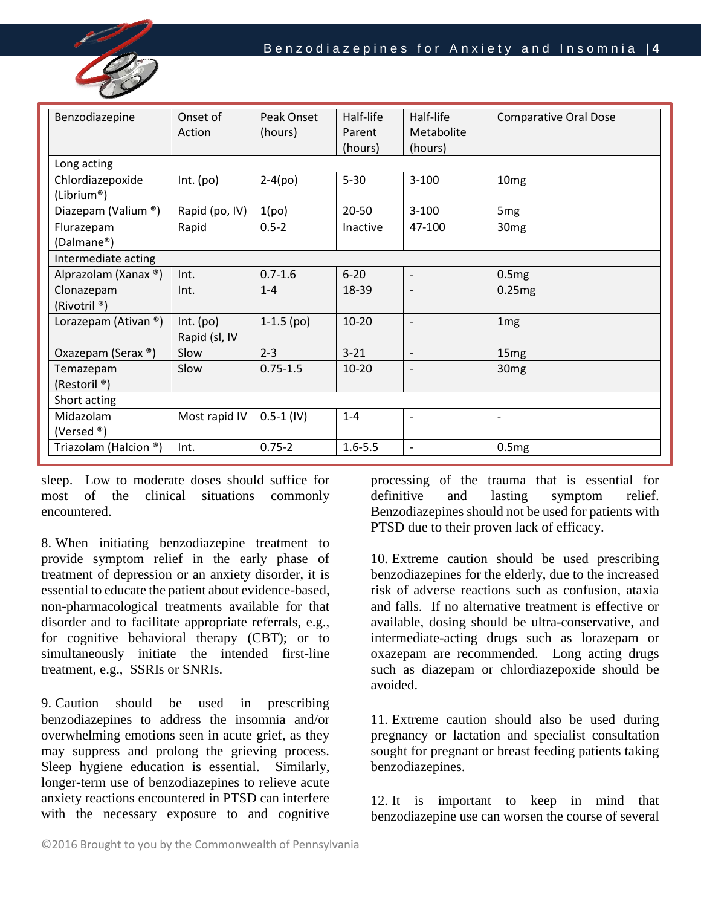| Benzodiazepine | Onset of Action | Peak Onset (hours) | Half-life Parent (hours) | Half-life Metabolite (hours) | Comparative Oral Dose |
|---|---|---|---|---|---|
| Long acting | | | | | |
| Chlordiazepoxide (Librium®) | Int. (po) | 2-4(po) | 5-30 | 3-100 | 10mg |
| Diazepam (Valium ®) | Rapid (po, IV) | 1(po) | 20-50 | 3-100 | 5mg |
| Flurazepam (Dalmane®) | Rapid | 0.5-2 | Inactive | 47-100 | 30mg |
| Intermediate acting | | | | | |
| Alprazolam (Xanax ®) | Int. | 0.7-1.6 | 6-20 | - | 0.5mg |
| Clonazepam (Rivotril ®) | Int. | 1-4 | 18-39 | - | 0.25mg |
| Lorazepam (Ativan ®) | Int. (po) Rapid (sl, IV | 1-1.5 (po) | 10-20 | - | 1mg |
| Oxazepam (Serax ®) | Slow | 2-3 | 3-21 | - | 15mg |
| Temazepam (Restoril ®) | Slow | 0.75-1.5 | 10-20 | - | 30mg |
| Short acting | | | | | |
| Midazolam (Versed ®) | Most rapid IV | 0.5-1 (IV) | 1-4 | - | - |
| Triazolam (Halcion ®) | Int. | 0.75-2 | 1.6-5.5 | - | 0.5mg |

sleep. Low to moderate doses should suffice for most of the clinical situations commonly encountered.

8. When initiating benzodiazepine treatment to provide symptom relief in the early phase of treatment of depression or an anxiety disorder, it is essential to educate the patient about evidence-based, non-pharmacological treatments available for that disorder and to facilitate appropriate referrals, e.g., for cognitive behavioral therapy (CBT); or to simultaneously initiate the intended first-line treatment, e.g., SSRIs or SNRIs.

9. Caution should be used in prescribing benzodiazepines to address the insomnia and/or overwhelming emotions seen in acute grief, as they may suppress and prolong the grieving process. Sleep hygiene education is essential. Similarly, longer-term use of benzodiazepines to relieve acute anxiety reactions encountered in PTSD can interfere with the necessary exposure to and cognitive processing of the trauma that is essential for definitive and lasting symptom relief. Benzodiazepines should not be used for patients with PTSD due to their proven lack of efficacy.

10. Extreme caution should be used prescribing benzodiazepines for the elderly, due to the increased risk of adverse reactions such as confusion, ataxia and falls. If no alternative treatment is effective or available, dosing should be ultra-conservative, and intermediate-acting drugs such as lorazepam or oxazepam are recommended. Long acting drugs such as diazepam or chlordiazepoxide should be avoided.

11. Extreme caution should also be used during pregnancy or lactation and specialist consultation sought for pregnant or breast feeding patients taking benzodiazepines.

12. It is important to keep in mind that benzodiazepine use can worsen the course of several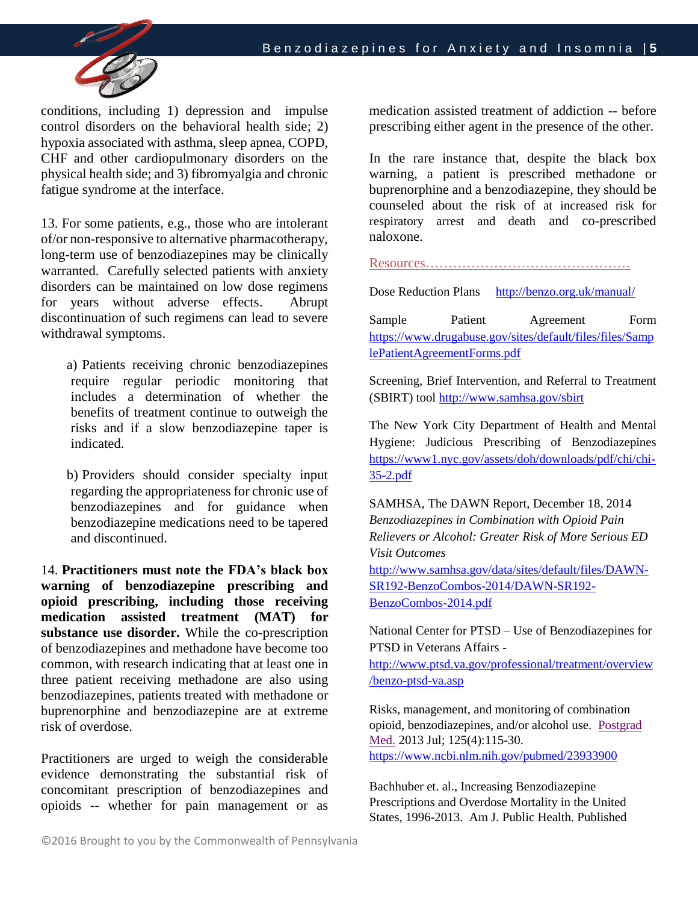conditions, including 1) depression and impulse control disorders on the behavioral health side; 2) hypoxia associated with asthma, sleep apnea, COPD, CHF and other cardiopulmonary disorders on the physical health side; and 3) fibromyalgia and chronic fatigue syndrome at the interface.

13. For some patients, e.g., those who are intolerant of/or non-responsive to alternative pharmacotherapy, long-term use of benzodiazepines may be clinically warranted. Carefully selected patients with anxiety disorders can be maintained on low dose regimens for years without adverse effects. Abrupt discontinuation of such regimens can lead to severe withdrawal symptoms.

a) Patients receiving chronic benzodiazepines require regular periodic monitoring that includes a determination of whether the benefits of treatment continue to outweigh the risks and if a slow benzodiazepine taper is indicated.

b) Providers should consider specialty input regarding the appropriateness for chronic use of benzodiazepines and for guidance when benzodiazepine medications need to be tapered and discontinued.

14. **Practitioners must note the FDA's black box warning of benzodiazepine prescribing and opioid prescribing, including those receiving medication assisted treatment (MAT) for substance use disorder.** While the co-prescription of benzodiazepines and methadone have become too common, with research indicating that at least one in three patient receiving methadone are also using benzodiazepines, patients treated with methadone or buprenorphine and benzodiazepine are at extreme risk of overdose.

Practitioners are urged to weigh the considerable evidence demonstrating the substantial risk of concomitant prescription of benzodiazepines and opioids -- whether for pain management or as medication assisted treatment of addiction -- before prescribing either agent in the presence of the other.

In the rare instance that, despite the black box warning, a patient is prescribed methadone or buprenorphine and a benzodiazepine, they should be counseled about the risk of at increased risk for respiratory arrest and death and co-prescribed naloxone.

## Resources

Dose Reduction Plans http://benzo.org.uk/manual/

Sample Patient Agreement Form https://www.drugabuse.gov/sites/default/files/files/SamplePatientAgreementForms.pdf

Screening, Brief Intervention, and Referral to Treatment (SBIRT) tool http://www.samhsa.gov/sbirt

The New York City Department of Health and Mental Hygiene: Judicious Prescribing of Benzodiazepines https://www1.nyc.gov/assets/doh/downloads/pdf/chi/chi-35-2.pdf

SAMHSA, The DAWN Report, December 18, 2014 *Benzodiazepines in Combination with Opioid Pain Relievers or Alcohol: Greater Risk of More Serious ED Visit Outcomes* http://www.samhsa.gov/data/sites/default/files/DAWN-SR192-BenzoCombos-2014/DAWN-SR192-BenzoCombos-2014.pdf

National Center for PTSD – Use of Benzodiazepines for PTSD in Veterans Affairs - http://www.ptsd.va.gov/professional/treatment/overview/benzo-ptsd-va.asp

Risks, management, and monitoring of combination opioid, benzodiazepines, and/or alcohol use. Postgrad Med. 2013 Jul; 125(4):115-30. https://www.ncbi.nlm.nih.gov/pubmed/23933900

Bachhuber et. al., Increasing Benzodiazepine Prescriptions and Overdose Mortality in the United States, 1996-2013. Am J. Public Health. Published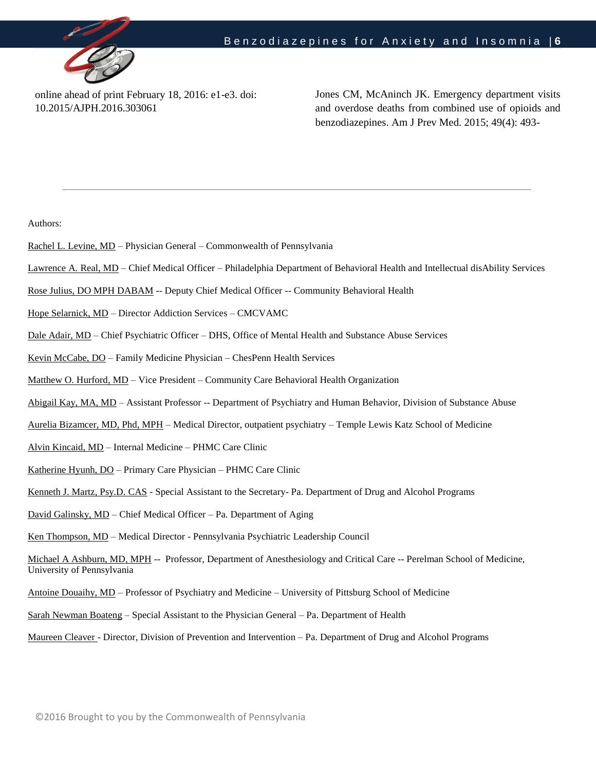online ahead of print February 18, 2016: e1-e3. doi: 10.2015/AJPH.2016.303061

Jones CM, McAninch JK. Emergency department visits and overdose deaths from combined use of opioids and benzodiazepines. Am J Prev Med. 2015; 49(4): 493-

---

Authors:

Rachel L. Levine, MD – Physician General – Commonwealth of Pennsylvania

Lawrence A. Real, MD – Chief Medical Officer – Philadelphia Department of Behavioral Health and Intellectual disAbility Services

Rose Julius, DO MPH DABAM -- Deputy Chief Medical Officer -- Community Behavioral Health

Hope Selarnick, MD – Director Addiction Services – CMCVAMC

Dale Adair, MD – Chief Psychiatric Officer – DHS, Office of Mental Health and Substance Abuse Services

Kevin McCabe, DO – Family Medicine Physician – ChesPenn Health Services

Matthew O. Hurford, MD – Vice President – Community Care Behavioral Health Organization

Abigail Kay, MA, MD – Assistant Professor -- Department of Psychiatry and Human Behavior, Division of Substance Abuse

Aurelia Bizamcer, MD, Phd, MPH – Medical Director, outpatient psychiatry – Temple Lewis Katz School of Medicine

Alvin Kincaid, MD – Internal Medicine – PHMC Care Clinic

Katherine Hyunh, DO – Primary Care Physician – PHMC Care Clinic

Kenneth J. Martz, Psy.D. CAS - Special Assistant to the Secretary- Pa. Department of Drug and Alcohol Programs

David Galinsky, MD – Chief Medical Officer – Pa. Department of Aging

Ken Thompson, MD – Medical Director - Pennsylvania Psychiatric Leadership Council

Michael A Ashburn, MD, MPH -- Professor, Department of Anesthesiology and Critical Care -- Perelman School of Medicine, University of Pennsylvania

Antoine Douaihy, MD – Professor of Psychiatry and Medicine – University of Pittsburg School of Medicine

Sarah Newman Boateng – Special Assistant to the Physician General – Pa. Department of Health

Maureen Cleaver - Director, Division of Prevention and Intervention – Pa. Department of Drug and Alcohol Programs